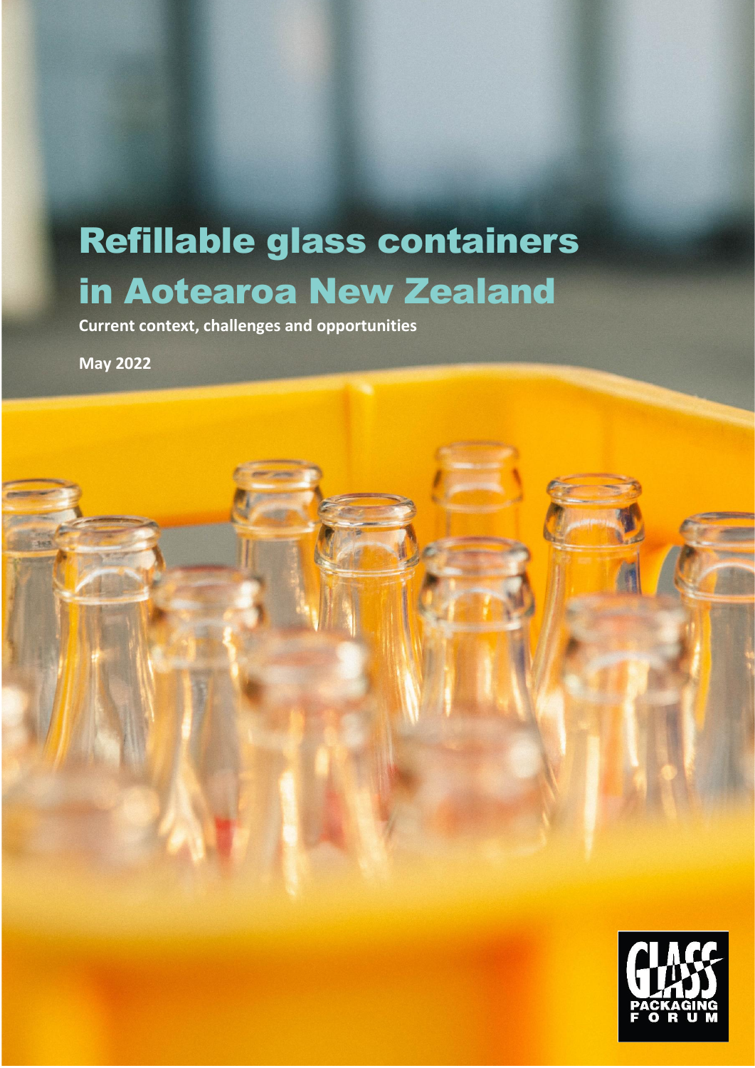# Refillable glass containers in Aotearoa New Zealand

**Current context, challenges and opportunities**

**May 2022**

GLASS PACKAGING FORUM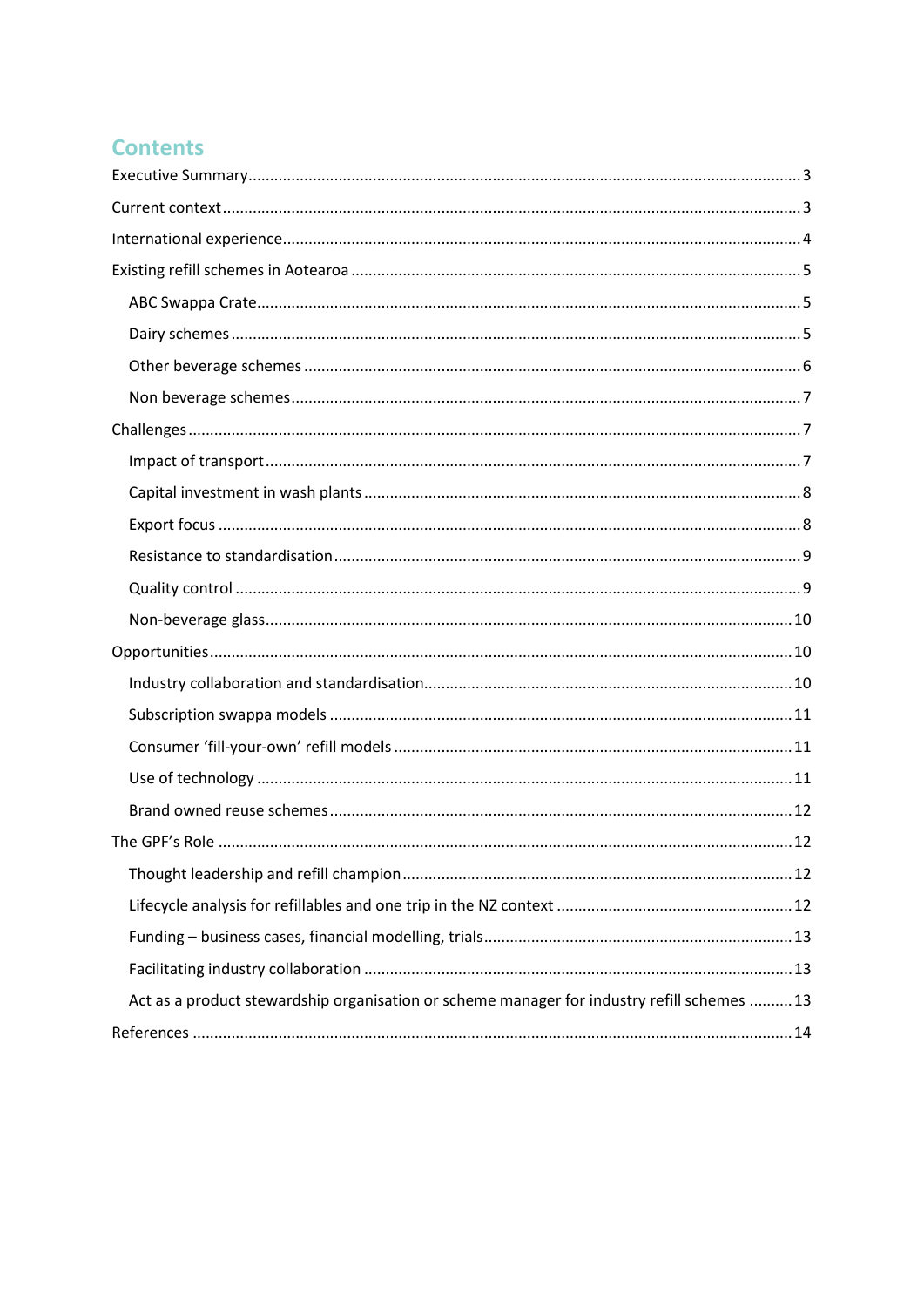# Contents

- Executive Summary ... 3
- Current context ... 3
- International experience ... 4
- Existing refill schemes in Aotearoa ... 5
  - ABC Swappa Crate ... 5
  - Dairy schemes ... 5
  - Other beverage schemes ... 6
  - Non beverage schemes ... 7
- Challenges ... 7
  - Impact of transport ... 7
  - Capital investment in wash plants ... 8
  - Export focus ... 8
  - Resistance to standardisation ... 9
  - Quality control ... 9
  - Non-beverage glass ... 10
- Opportunities ... 10
  - Industry collaboration and standardisation ... 10
  - Subscription swappa models ... 11
  - Consumer 'fill-your-own' refill models ... 11
  - Use of technology ... 11
  - Brand owned reuse schemes ... 12
- The GPF's Role ... 12
  - Thought leadership and refill champion ... 12
  - Lifecycle analysis for refillables and one trip in the NZ context ... 12
  - Funding – business cases, financial modelling, trials ... 13
  - Facilitating industry collaboration ... 13
  - Act as a product stewardship organisation or scheme manager for industry refill schemes ... 13
- References ... 14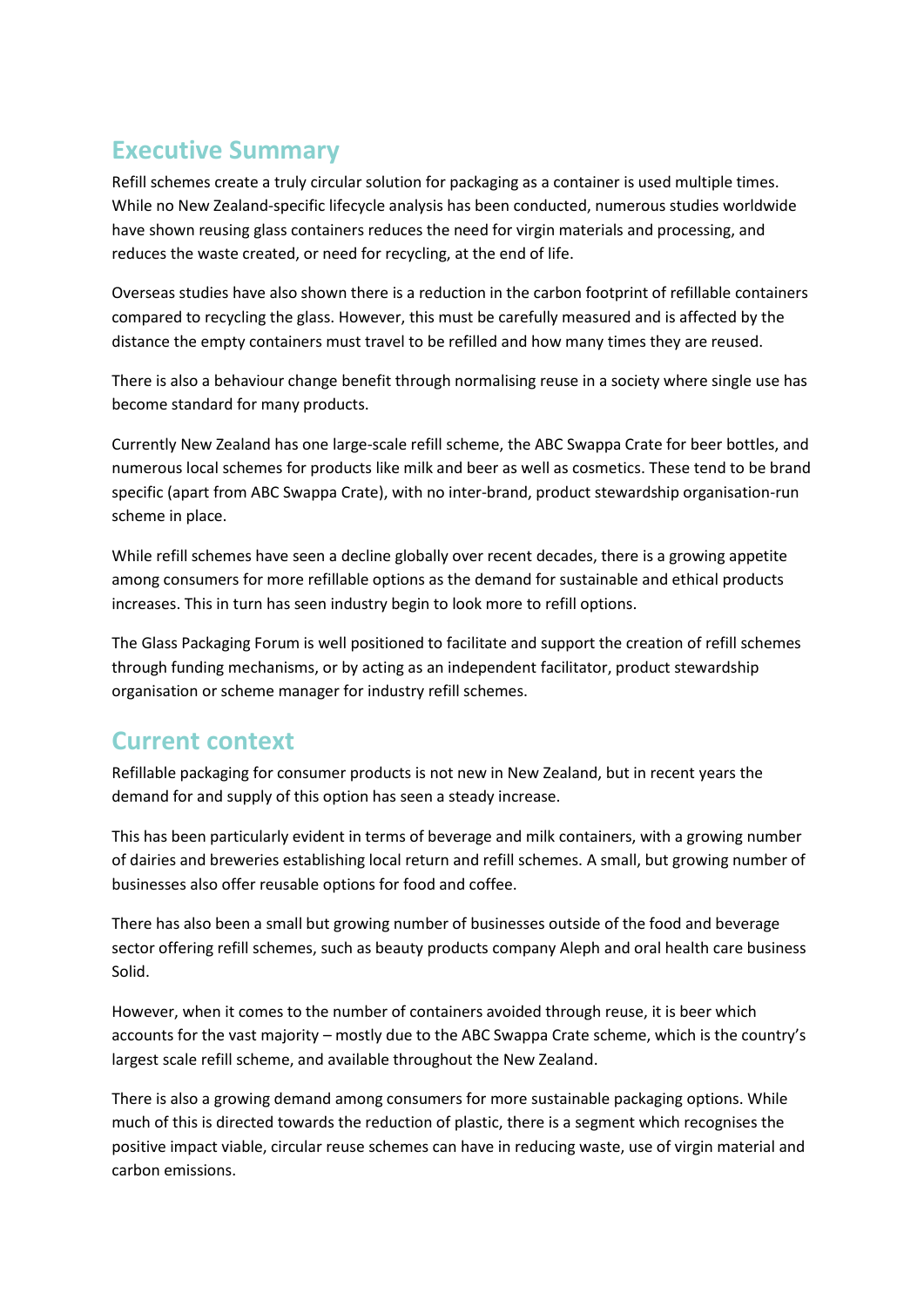## Executive Summary

Refill schemes create a truly circular solution for packaging as a container is used multiple times. While no New Zealand-specific lifecycle analysis has been conducted, numerous studies worldwide have shown reusing glass containers reduces the need for virgin materials and processing, and reduces the waste created, or need for recycling, at the end of life.

Overseas studies have also shown there is a reduction in the carbon footprint of refillable containers compared to recycling the glass. However, this must be carefully measured and is affected by the distance the empty containers must travel to be refilled and how many times they are reused.

There is also a behaviour change benefit through normalising reuse in a society where single use has become standard for many products.

Currently New Zealand has one large-scale refill scheme, the ABC Swappa Crate for beer bottles, and numerous local schemes for products like milk and beer as well as cosmetics. These tend to be brand specific (apart from ABC Swappa Crate), with no inter-brand, product stewardship organisation-run scheme in place.

While refill schemes have seen a decline globally over recent decades, there is a growing appetite among consumers for more refillable options as the demand for sustainable and ethical products increases. This in turn has seen industry begin to look more to refill options.

The Glass Packaging Forum is well positioned to facilitate and support the creation of refill schemes through funding mechanisms, or by acting as an independent facilitator, product stewardship organisation or scheme manager for industry refill schemes.

## Current context

Refillable packaging for consumer products is not new in New Zealand, but in recent years the demand for and supply of this option has seen a steady increase.

This has been particularly evident in terms of beverage and milk containers, with a growing number of dairies and breweries establishing local return and refill schemes. A small, but growing number of businesses also offer reusable options for food and coffee.

There has also been a small but growing number of businesses outside of the food and beverage sector offering refill schemes, such as beauty products company Aleph and oral health care business Solid.

However, when it comes to the number of containers avoided through reuse, it is beer which accounts for the vast majority – mostly due to the ABC Swappa Crate scheme, which is the country's largest scale refill scheme, and available throughout the New Zealand.

There is also a growing demand among consumers for more sustainable packaging options. While much of this is directed towards the reduction of plastic, there is a segment which recognises the positive impact viable, circular reuse schemes can have in reducing waste, use of virgin material and carbon emissions.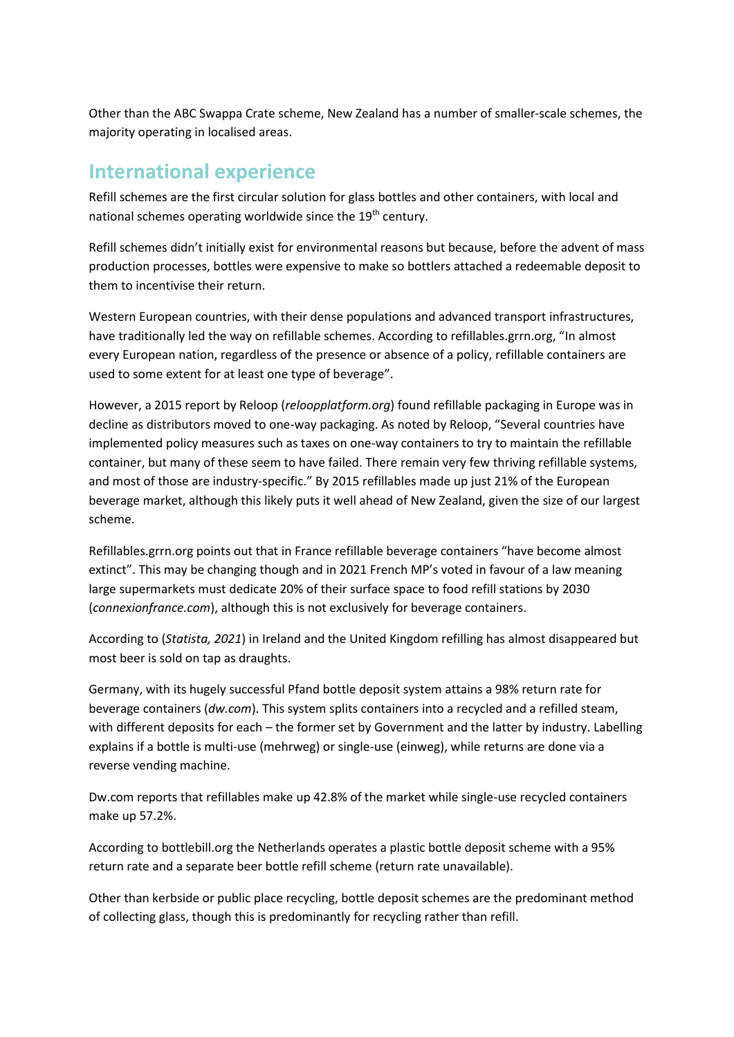Other than the ABC Swappa Crate scheme, New Zealand has a number of smaller-scale schemes, the majority operating in localised areas.

## International experience

Refill schemes are the first circular solution for glass bottles and other containers, with local and national schemes operating worldwide since the 19th century.

Refill schemes didn't initially exist for environmental reasons but because, before the advent of mass production processes, bottles were expensive to make so bottlers attached a redeemable deposit to them to incentivise their return.

Western European countries, with their dense populations and advanced transport infrastructures, have traditionally led the way on refillable schemes. According to refillables.grrn.org, "In almost every European nation, regardless of the presence or absence of a policy, refillable containers are used to some extent for at least one type of beverage".

However, a 2015 report by Reloop (*reloopplatform.org*) found refillable packaging in Europe was in decline as distributors moved to one-way packaging. As noted by Reloop, "Several countries have implemented policy measures such as taxes on one-way containers to try to maintain the refillable container, but many of these seem to have failed. There remain very few thriving refillable systems, and most of those are industry-specific." By 2015 refillables made up just 21% of the European beverage market, although this likely puts it well ahead of New Zealand, given the size of our largest scheme.

Refillables.grrn.org points out that in France refillable beverage containers "have become almost extinct". This may be changing though and in 2021 French MP's voted in favour of a law meaning large supermarkets must dedicate 20% of their surface space to food refill stations by 2030 (*connexionfrance.com*), although this is not exclusively for beverage containers.

According to (*Statista, 2021*) in Ireland and the United Kingdom refilling has almost disappeared but most beer is sold on tap as draughts.

Germany, with its hugely successful Pfand bottle deposit system attains a 98% return rate for beverage containers (*dw.com*). This system splits containers into a recycled and a refilled steam, with different deposits for each – the former set by Government and the latter by industry. Labelling explains if a bottle is multi-use (mehrweg) or single-use (einweg), while returns are done via a reverse vending machine.

Dw.com reports that refillables make up 42.8% of the market while single-use recycled containers make up 57.2%.

According to bottlebill.org the Netherlands operates a plastic bottle deposit scheme with a 95% return rate and a separate beer bottle refill scheme (return rate unavailable).

Other than kerbside or public place recycling, bottle deposit schemes are the predominant method of collecting glass, though this is predominantly for recycling rather than refill.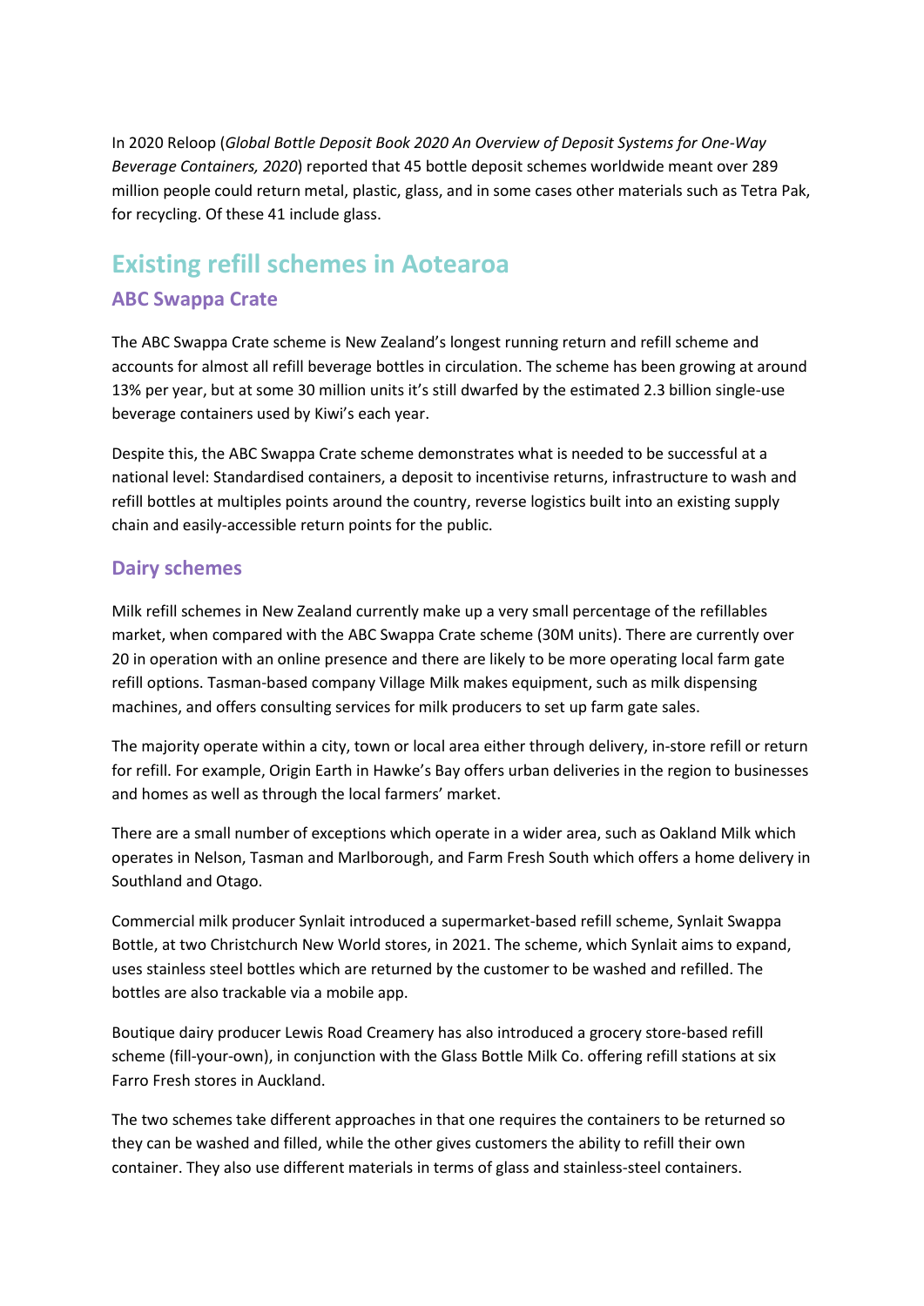In 2020 Reloop (*Global Bottle Deposit Book 2020 An Overview of Deposit Systems for One-Way Beverage Containers, 2020*) reported that 45 bottle deposit schemes worldwide meant over 289 million people could return metal, plastic, glass, and in some cases other materials such as Tetra Pak, for recycling. Of these 41 include glass.

## Existing refill schemes in Aotearoa

### ABC Swappa Crate

The ABC Swappa Crate scheme is New Zealand's longest running return and refill scheme and accounts for almost all refill beverage bottles in circulation. The scheme has been growing at around 13% per year, but at some 30 million units it's still dwarfed by the estimated 2.3 billion single-use beverage containers used by Kiwi's each year.

Despite this, the ABC Swappa Crate scheme demonstrates what is needed to be successful at a national level: Standardised containers, a deposit to incentivise returns, infrastructure to wash and refill bottles at multiples points around the country, reverse logistics built into an existing supply chain and easily-accessible return points for the public.

### Dairy schemes

Milk refill schemes in New Zealand currently make up a very small percentage of the refillables market, when compared with the ABC Swappa Crate scheme (30M units). There are currently over 20 in operation with an online presence and there are likely to be more operating local farm gate refill options. Tasman-based company Village Milk makes equipment, such as milk dispensing machines, and offers consulting services for milk producers to set up farm gate sales.

The majority operate within a city, town or local area either through delivery, in-store refill or return for refill. For example, Origin Earth in Hawke's Bay offers urban deliveries in the region to businesses and homes as well as through the local farmers' market.

There are a small number of exceptions which operate in a wider area, such as Oakland Milk which operates in Nelson, Tasman and Marlborough, and Farm Fresh South which offers a home delivery in Southland and Otago.

Commercial milk producer Synlait introduced a supermarket-based refill scheme, Synlait Swappa Bottle, at two Christchurch New World stores, in 2021. The scheme, which Synlait aims to expand, uses stainless steel bottles which are returned by the customer to be washed and refilled. The bottles are also trackable via a mobile app.

Boutique dairy producer Lewis Road Creamery has also introduced a grocery store-based refill scheme (fill-your-own), in conjunction with the Glass Bottle Milk Co. offering refill stations at six Farro Fresh stores in Auckland.

The two schemes take different approaches in that one requires the containers to be returned so they can be washed and filled, while the other gives customers the ability to refill their own container. They also use different materials in terms of glass and stainless-steel containers.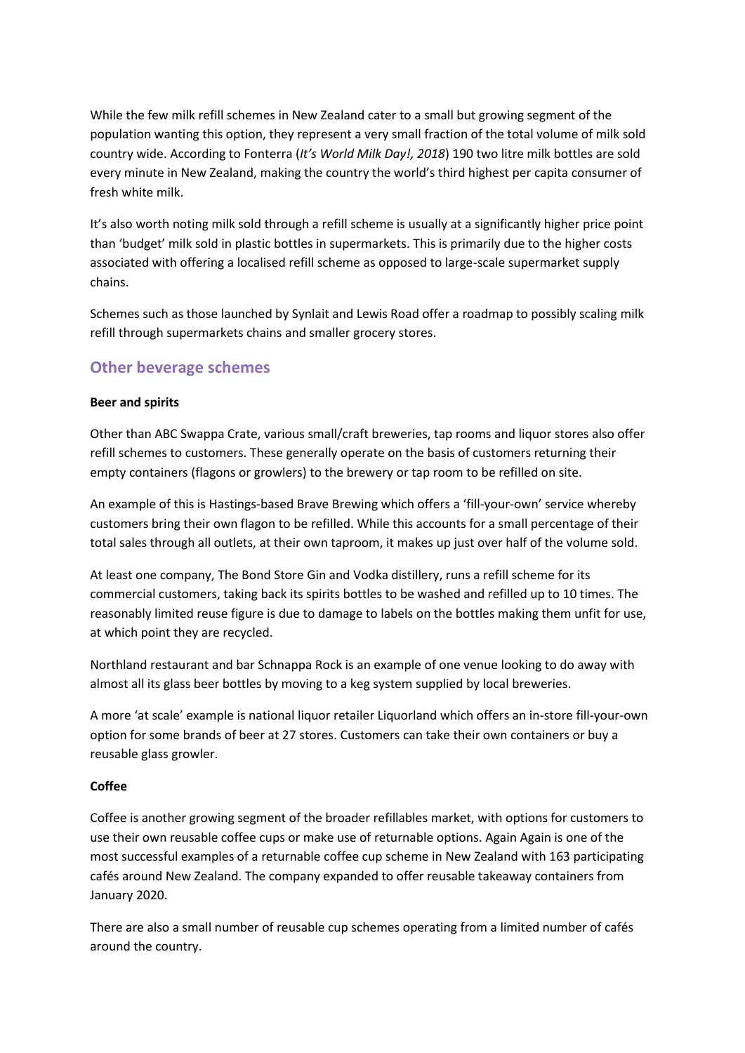While the few milk refill schemes in New Zealand cater to a small but growing segment of the population wanting this option, they represent a very small fraction of the total volume of milk sold country wide. According to Fonterra (*It's World Milk Day!, 2018*) 190 two litre milk bottles are sold every minute in New Zealand, making the country the world's third highest per capita consumer of fresh white milk.

It's also worth noting milk sold through a refill scheme is usually at a significantly higher price point than 'budget' milk sold in plastic bottles in supermarkets. This is primarily due to the higher costs associated with offering a localised refill scheme as opposed to large-scale supermarket supply chains.

Schemes such as those launched by Synlait and Lewis Road offer a roadmap to possibly scaling milk refill through supermarkets chains and smaller grocery stores.

## Other beverage schemes

**Beer and spirits**

Other than ABC Swappa Crate, various small/craft breweries, tap rooms and liquor stores also offer refill schemes to customers. These generally operate on the basis of customers returning their empty containers (flagons or growlers) to the brewery or tap room to be refilled on site.

An example of this is Hastings-based Brave Brewing which offers a 'fill-your-own' service whereby customers bring their own flagon to be refilled. While this accounts for a small percentage of their total sales through all outlets, at their own taproom, it makes up just over half of the volume sold.

At least one company, The Bond Store Gin and Vodka distillery, runs a refill scheme for its commercial customers, taking back its spirits bottles to be washed and refilled up to 10 times. The reasonably limited reuse figure is due to damage to labels on the bottles making them unfit for use, at which point they are recycled.

Northland restaurant and bar Schnappa Rock is an example of one venue looking to do away with almost all its glass beer bottles by moving to a keg system supplied by local breweries.

A more 'at scale' example is national liquor retailer Liquorland which offers an in-store fill-your-own option for some brands of beer at 27 stores. Customers can take their own containers or buy a reusable glass growler.

**Coffee**

Coffee is another growing segment of the broader refillables market, with options for customers to use their own reusable coffee cups or make use of returnable options. Again Again is one of the most successful examples of a returnable coffee cup scheme in New Zealand with 163 participating cafés around New Zealand. The company expanded to offer reusable takeaway containers from January 2020.

There are also a small number of reusable cup schemes operating from a limited number of cafés around the country.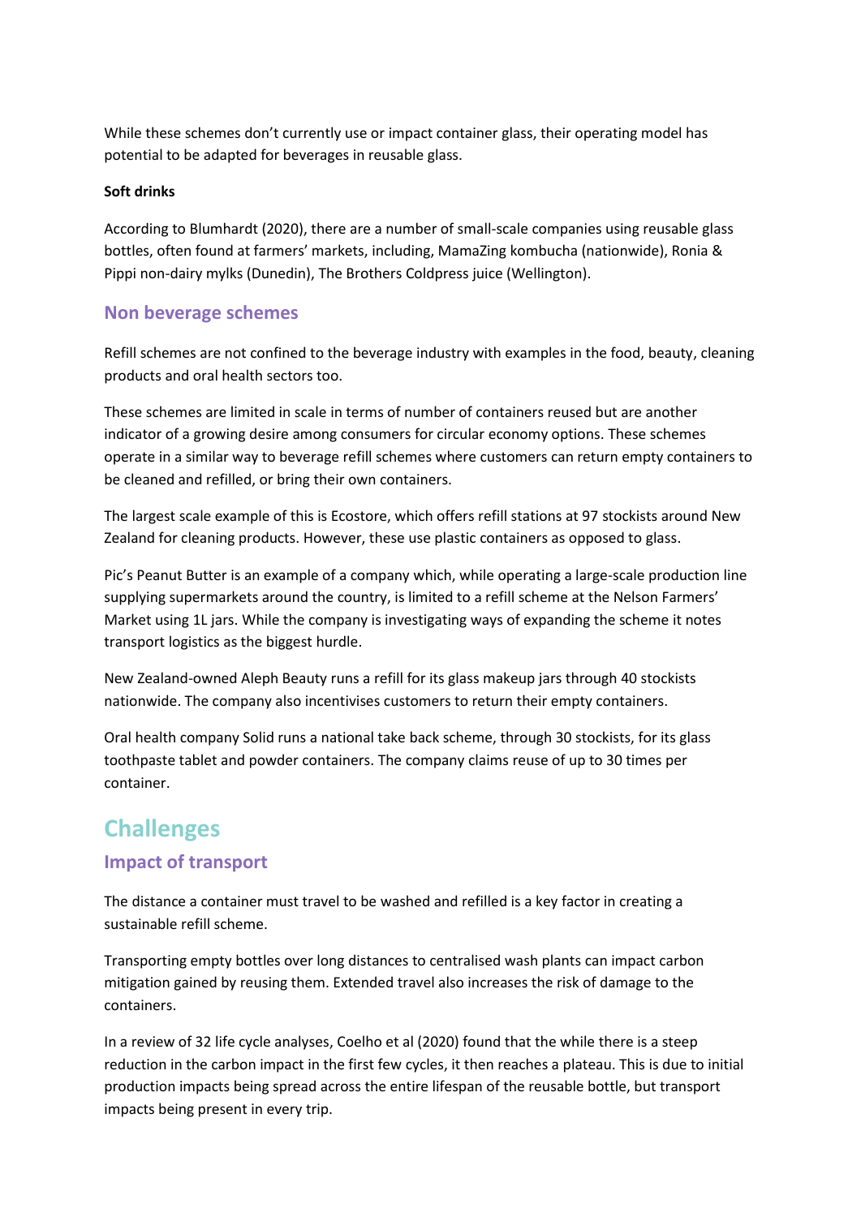While these schemes don't currently use or impact container glass, their operating model has potential to be adapted for beverages in reusable glass.

**Soft drinks**

According to Blumhardt (2020), there are a number of small-scale companies using reusable glass bottles, often found at farmers' markets, including, MamaZing kombucha (nationwide), Ronia & Pippi non-dairy mylks (Dunedin), The Brothers Coldpress juice (Wellington).

### Non beverage schemes

Refill schemes are not confined to the beverage industry with examples in the food, beauty, cleaning products and oral health sectors too.

These schemes are limited in scale in terms of number of containers reused but are another indicator of a growing desire among consumers for circular economy options. These schemes operate in a similar way to beverage refill schemes where customers can return empty containers to be cleaned and refilled, or bring their own containers.

The largest scale example of this is Ecostore, which offers refill stations at 97 stockists around New Zealand for cleaning products. However, these use plastic containers as opposed to glass.

Pic's Peanut Butter is an example of a company which, while operating a large-scale production line supplying supermarkets around the country, is limited to a refill scheme at the Nelson Farmers' Market using 1L jars. While the company is investigating ways of expanding the scheme it notes transport logistics as the biggest hurdle.

New Zealand-owned Aleph Beauty runs a refill for its glass makeup jars through 40 stockists nationwide. The company also incentivises customers to return their empty containers.

Oral health company Solid runs a national take back scheme, through 30 stockists, for its glass toothpaste tablet and powder containers. The company claims reuse of up to 30 times per container.

## Challenges

### Impact of transport

The distance a container must travel to be washed and refilled is a key factor in creating a sustainable refill scheme.

Transporting empty bottles over long distances to centralised wash plants can impact carbon mitigation gained by reusing them. Extended travel also increases the risk of damage to the containers.

In a review of 32 life cycle analyses, Coelho et al (2020) found that the while there is a steep reduction in the carbon impact in the first few cycles, it then reaches a plateau. This is due to initial production impacts being spread across the entire lifespan of the reusable bottle, but transport impacts being present in every trip.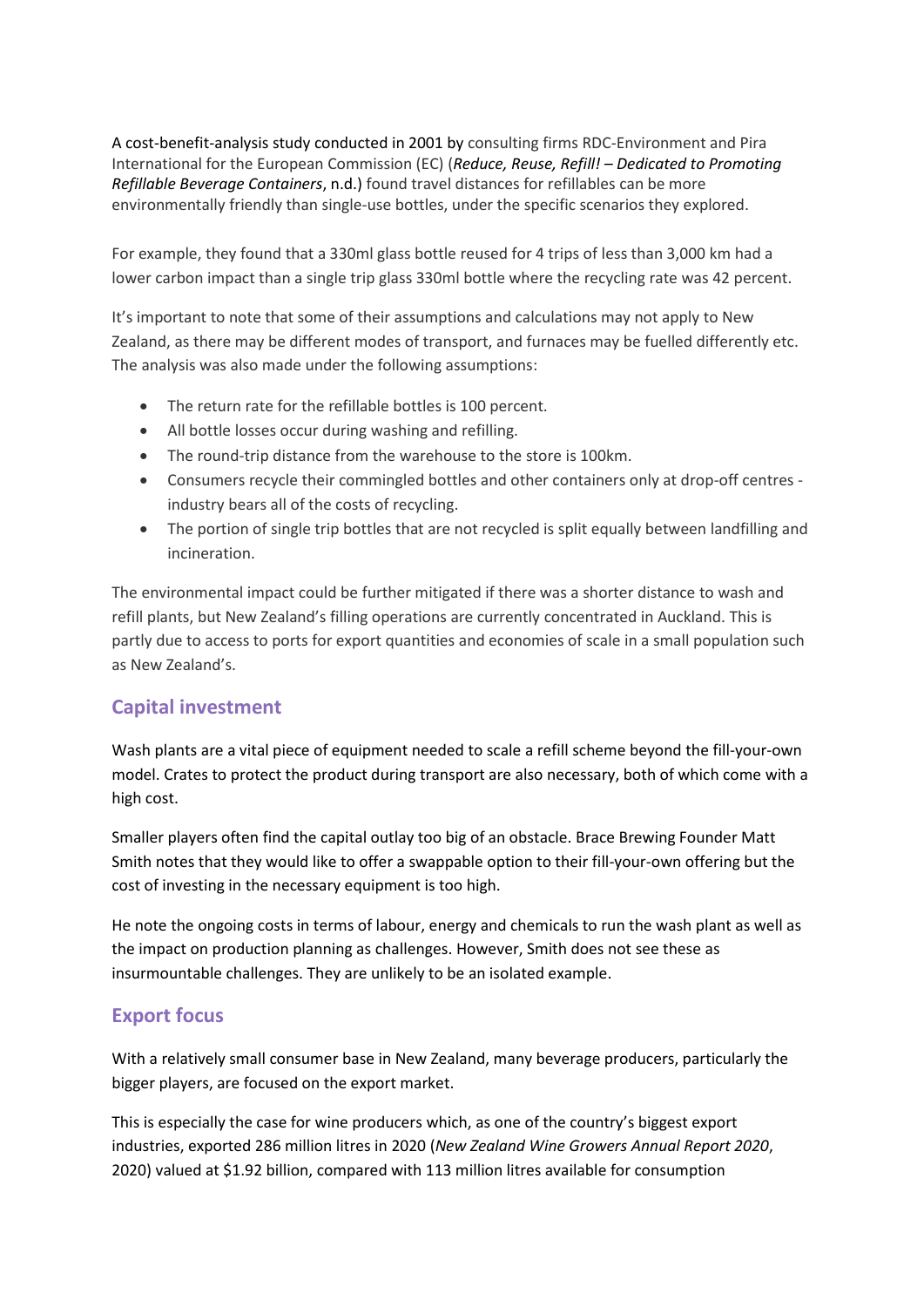A cost-benefit-analysis study conducted in 2001 by consulting firms RDC-Environment and Pira International for the European Commission (EC) (*Reduce, Reuse, Refill! – Dedicated to Promoting Refillable Beverage Containers*, n.d.) found travel distances for refillables can be more environmentally friendly than single-use bottles, under the specific scenarios they explored.

For example, they found that a 330ml glass bottle reused for 4 trips of less than 3,000 km had a lower carbon impact than a single trip glass 330ml bottle where the recycling rate was 42 percent.

It's important to note that some of their assumptions and calculations may not apply to New Zealand, as there may be different modes of transport, and furnaces may be fuelled differently etc. The analysis was also made under the following assumptions:

- The return rate for the refillable bottles is 100 percent.
- All bottle losses occur during washing and refilling.
- The round-trip distance from the warehouse to the store is 100km.
- Consumers recycle their commingled bottles and other containers only at drop-off centres - industry bears all of the costs of recycling.
- The portion of single trip bottles that are not recycled is split equally between landfilling and incineration.

The environmental impact could be further mitigated if there was a shorter distance to wash and refill plants, but New Zealand's filling operations are currently concentrated in Auckland. This is partly due to access to ports for export quantities and economies of scale in a small population such as New Zealand's.

## Capital investment

Wash plants are a vital piece of equipment needed to scale a refill scheme beyond the fill-your-own model. Crates to protect the product during transport are also necessary, both of which come with a high cost.

Smaller players often find the capital outlay too big of an obstacle. Brace Brewing Founder Matt Smith notes that they would like to offer a swappable option to their fill-your-own offering but the cost of investing in the necessary equipment is too high.

He note the ongoing costs in terms of labour, energy and chemicals to run the wash plant as well as the impact on production planning as challenges. However, Smith does not see these as insurmountable challenges. They are unlikely to be an isolated example.

## Export focus

With a relatively small consumer base in New Zealand, many beverage producers, particularly the bigger players, are focused on the export market.

This is especially the case for wine producers which, as one of the country's biggest export industries, exported 286 million litres in 2020 (*New Zealand Wine Growers Annual Report 2020*, 2020) valued at $1.92 billion, compared with 113 million litres available for consumption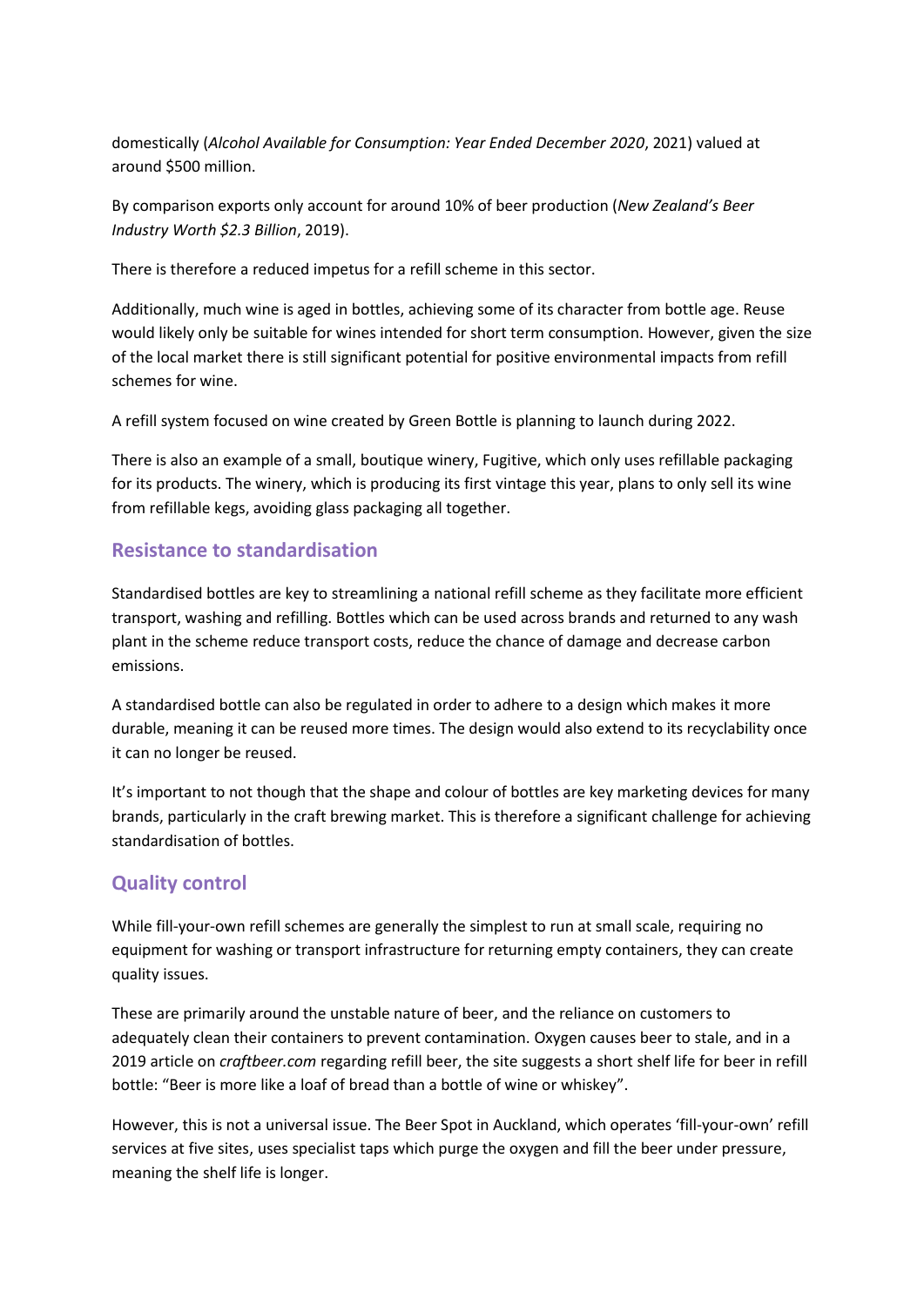domestically (*Alcohol Available for Consumption: Year Ended December 2020*, 2021) valued at around $500 million.

By comparison exports only account for around 10% of beer production (*New Zealand's Beer Industry Worth $2.3 Billion*, 2019).

There is therefore a reduced impetus for a refill scheme in this sector.

Additionally, much wine is aged in bottles, achieving some of its character from bottle age. Reuse would likely only be suitable for wines intended for short term consumption. However, given the size of the local market there is still significant potential for positive environmental impacts from refill schemes for wine.

A refill system focused on wine created by Green Bottle is planning to launch during 2022.

There is also an example of a small, boutique winery, Fugitive, which only uses refillable packaging for its products. The winery, which is producing its first vintage this year, plans to only sell its wine from refillable kegs, avoiding glass packaging all together.

## Resistance to standardisation

Standardised bottles are key to streamlining a national refill scheme as they facilitate more efficient transport, washing and refilling. Bottles which can be used across brands and returned to any wash plant in the scheme reduce transport costs, reduce the chance of damage and decrease carbon emissions.

A standardised bottle can also be regulated in order to adhere to a design which makes it more durable, meaning it can be reused more times. The design would also extend to its recyclability once it can no longer be reused.

It's important to not though that the shape and colour of bottles are key marketing devices for many brands, particularly in the craft brewing market. This is therefore a significant challenge for achieving standardisation of bottles.

## Quality control

While fill-your-own refill schemes are generally the simplest to run at small scale, requiring no equipment for washing or transport infrastructure for returning empty containers, they can create quality issues.

These are primarily around the unstable nature of beer, and the reliance on customers to adequately clean their containers to prevent contamination. Oxygen causes beer to stale, and in a 2019 article on *craftbeer.com* regarding refill beer, the site suggests a short shelf life for beer in refill bottle: "Beer is more like a loaf of bread than a bottle of wine or whiskey".

However, this is not a universal issue. The Beer Spot in Auckland, which operates 'fill-your-own' refill services at five sites, uses specialist taps which purge the oxygen and fill the beer under pressure, meaning the shelf life is longer.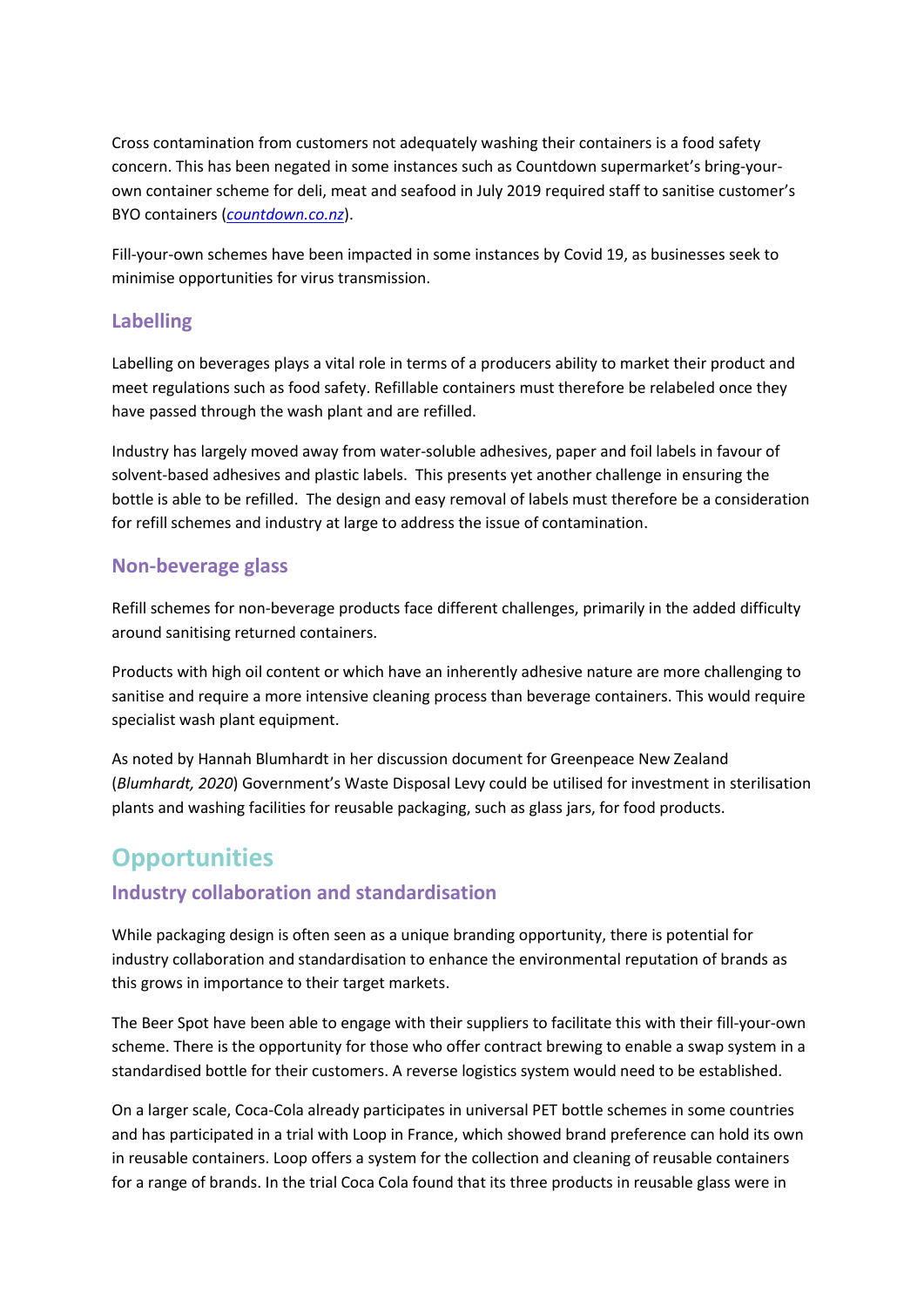Cross contamination from customers not adequately washing their containers is a food safety concern. This has been negated in some instances such as Countdown supermarket's bring-your-own container scheme for deli, meat and seafood in July 2019 required staff to sanitise customer's BYO containers (*countdown.co.nz*).

Fill-your-own schemes have been impacted in some instances by Covid 19, as businesses seek to minimise opportunities for virus transmission.

### Labelling

Labelling on beverages plays a vital role in terms of a producers ability to market their product and meet regulations such as food safety. Refillable containers must therefore be relabeled once they have passed through the wash plant and are refilled.

Industry has largely moved away from water-soluble adhesives, paper and foil labels in favour of solvent-based adhesives and plastic labels. This presents yet another challenge in ensuring the bottle is able to be refilled. The design and easy removal of labels must therefore be a consideration for refill schemes and industry at large to address the issue of contamination.

### Non-beverage glass

Refill schemes for non-beverage products face different challenges, primarily in the added difficulty around sanitising returned containers.

Products with high oil content or which have an inherently adhesive nature are more challenging to sanitise and require a more intensive cleaning process than beverage containers. This would require specialist wash plant equipment.

As noted by Hannah Blumhardt in her discussion document for Greenpeace New Zealand (*Blumhardt, 2020*) Government's Waste Disposal Levy could be utilised for investment in sterilisation plants and washing facilities for reusable packaging, such as glass jars, for food products.

## Opportunities

### Industry collaboration and standardisation

While packaging design is often seen as a unique branding opportunity, there is potential for industry collaboration and standardisation to enhance the environmental reputation of brands as this grows in importance to their target markets.

The Beer Spot have been able to engage with their suppliers to facilitate this with their fill-your-own scheme. There is the opportunity for those who offer contract brewing to enable a swap system in a standardised bottle for their customers. A reverse logistics system would need to be established.

On a larger scale, Coca-Cola already participates in universal PET bottle schemes in some countries and has participated in a trial with Loop in France, which showed brand preference can hold its own in reusable containers. Loop offers a system for the collection and cleaning of reusable containers for a range of brands. In the trial Coca Cola found that its three products in reusable glass were in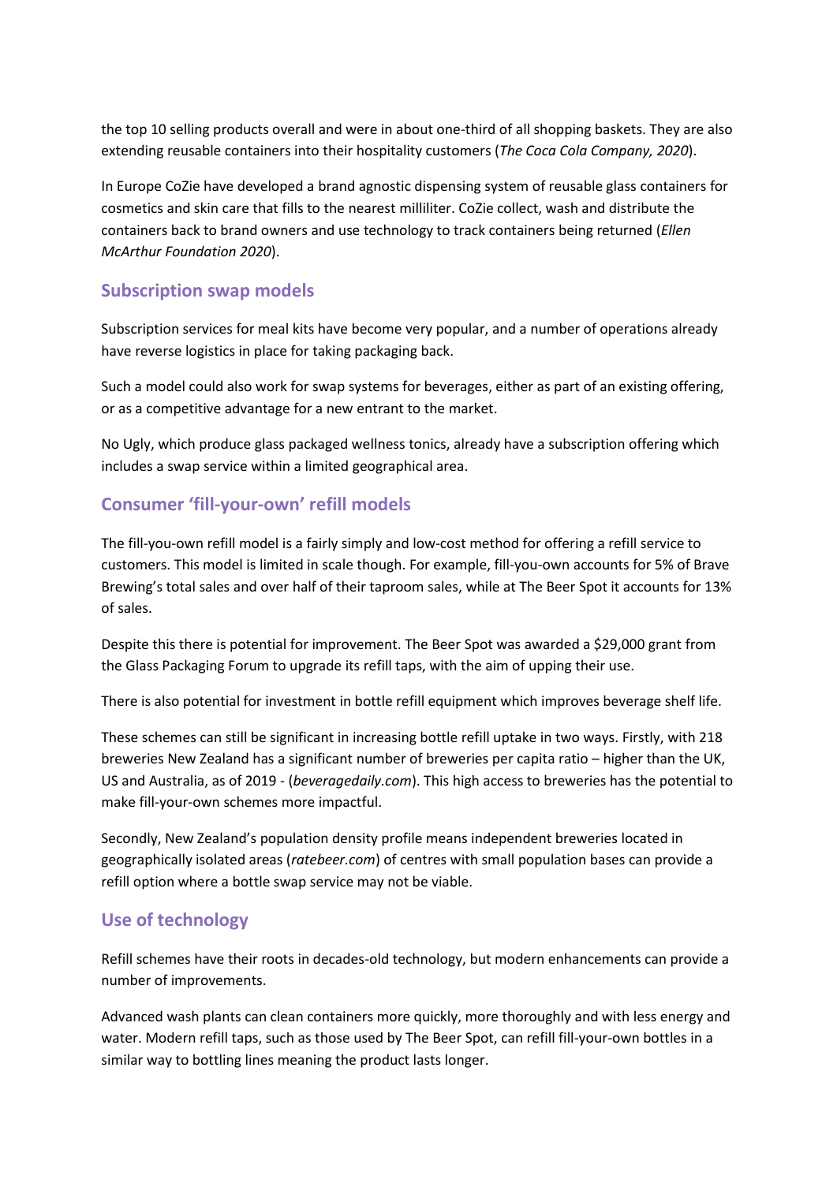the top 10 selling products overall and were in about one-third of all shopping baskets. They are also extending reusable containers into their hospitality customers (*The Coca Cola Company, 2020*).

In Europe CoZie have developed a brand agnostic dispensing system of reusable glass containers for cosmetics and skin care that fills to the nearest milliliter. CoZie collect, wash and distribute the containers back to brand owners and use technology to track containers being returned (*Ellen McArthur Foundation 2020*).

## Subscription swap models

Subscription services for meal kits have become very popular, and a number of operations already have reverse logistics in place for taking packaging back.

Such a model could also work for swap systems for beverages, either as part of an existing offering, or as a competitive advantage for a new entrant to the market.

No Ugly, which produce glass packaged wellness tonics, already have a subscription offering which includes a swap service within a limited geographical area.

## Consumer 'fill-your-own' refill models

The fill-you-own refill model is a fairly simply and low-cost method for offering a refill service to customers. This model is limited in scale though. For example, fill-you-own accounts for 5% of Brave Brewing's total sales and over half of their taproom sales, while at The Beer Spot it accounts for 13% of sales.

Despite this there is potential for improvement. The Beer Spot was awarded a $29,000 grant from the Glass Packaging Forum to upgrade its refill taps, with the aim of upping their use.

There is also potential for investment in bottle refill equipment which improves beverage shelf life.

These schemes can still be significant in increasing bottle refill uptake in two ways. Firstly, with 218 breweries New Zealand has a significant number of breweries per capita ratio – higher than the UK, US and Australia, as of 2019 - (*beveragedaily.com*). This high access to breweries has the potential to make fill-your-own schemes more impactful.

Secondly, New Zealand's population density profile means independent breweries located in geographically isolated areas (*ratebeer.com*) of centres with small population bases can provide a refill option where a bottle swap service may not be viable.

## Use of technology

Refill schemes have their roots in decades-old technology, but modern enhancements can provide a number of improvements.

Advanced wash plants can clean containers more quickly, more thoroughly and with less energy and water. Modern refill taps, such as those used by The Beer Spot, can refill fill-your-own bottles in a similar way to bottling lines meaning the product lasts longer.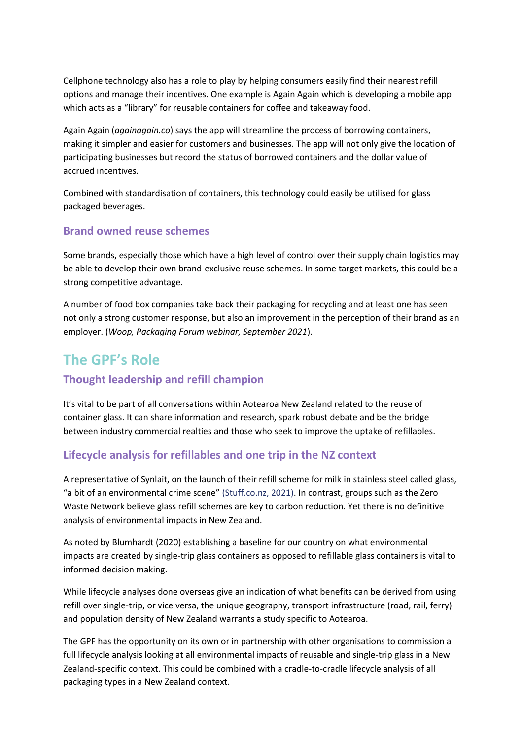Cellphone technology also has a role to play by helping consumers easily find their nearest refill options and manage their incentives. One example is Again Again which is developing a mobile app which acts as a "library" for reusable containers for coffee and takeaway food.

Again Again (*againagain.co*) says the app will streamline the process of borrowing containers, making it simpler and easier for customers and businesses. The app will not only give the location of participating businesses but record the status of borrowed containers and the dollar value of accrued incentives.

Combined with standardisation of containers, this technology could easily be utilised for glass packaged beverages.

### Brand owned reuse schemes

Some brands, especially those which have a high level of control over their supply chain logistics may be able to develop their own brand-exclusive reuse schemes. In some target markets, this could be a strong competitive advantage.

A number of food box companies take back their packaging for recycling and at least one has seen not only a strong customer response, but also an improvement in the perception of their brand as an employer. (*Woop, Packaging Forum webinar, September 2021*).

## The GPF's Role

### Thought leadership and refill champion

It's vital to be part of all conversations within Aotearoa New Zealand related to the reuse of container glass. It can share information and research, spark robust debate and be the bridge between industry commercial realties and those who seek to improve the uptake of refillables.

### Lifecycle analysis for refillables and one trip in the NZ context

A representative of Synlait, on the launch of their refill scheme for milk in stainless steel called glass, "a bit of an environmental crime scene" (Stuff.co.nz, 2021). In contrast, groups such as the Zero Waste Network believe glass refill schemes are key to carbon reduction. Yet there is no definitive analysis of environmental impacts in New Zealand.

As noted by Blumhardt (2020) establishing a baseline for our country on what environmental impacts are created by single-trip glass containers as opposed to refillable glass containers is vital to informed decision making.

While lifecycle analyses done overseas give an indication of what benefits can be derived from using refill over single-trip, or vice versa, the unique geography, transport infrastructure (road, rail, ferry) and population density of New Zealand warrants a study specific to Aotearoa.

The GPF has the opportunity on its own or in partnership with other organisations to commission a full lifecycle analysis looking at all environmental impacts of reusable and single-trip glass in a New Zealand-specific context. This could be combined with a cradle-to-cradle lifecycle analysis of all packaging types in a New Zealand context.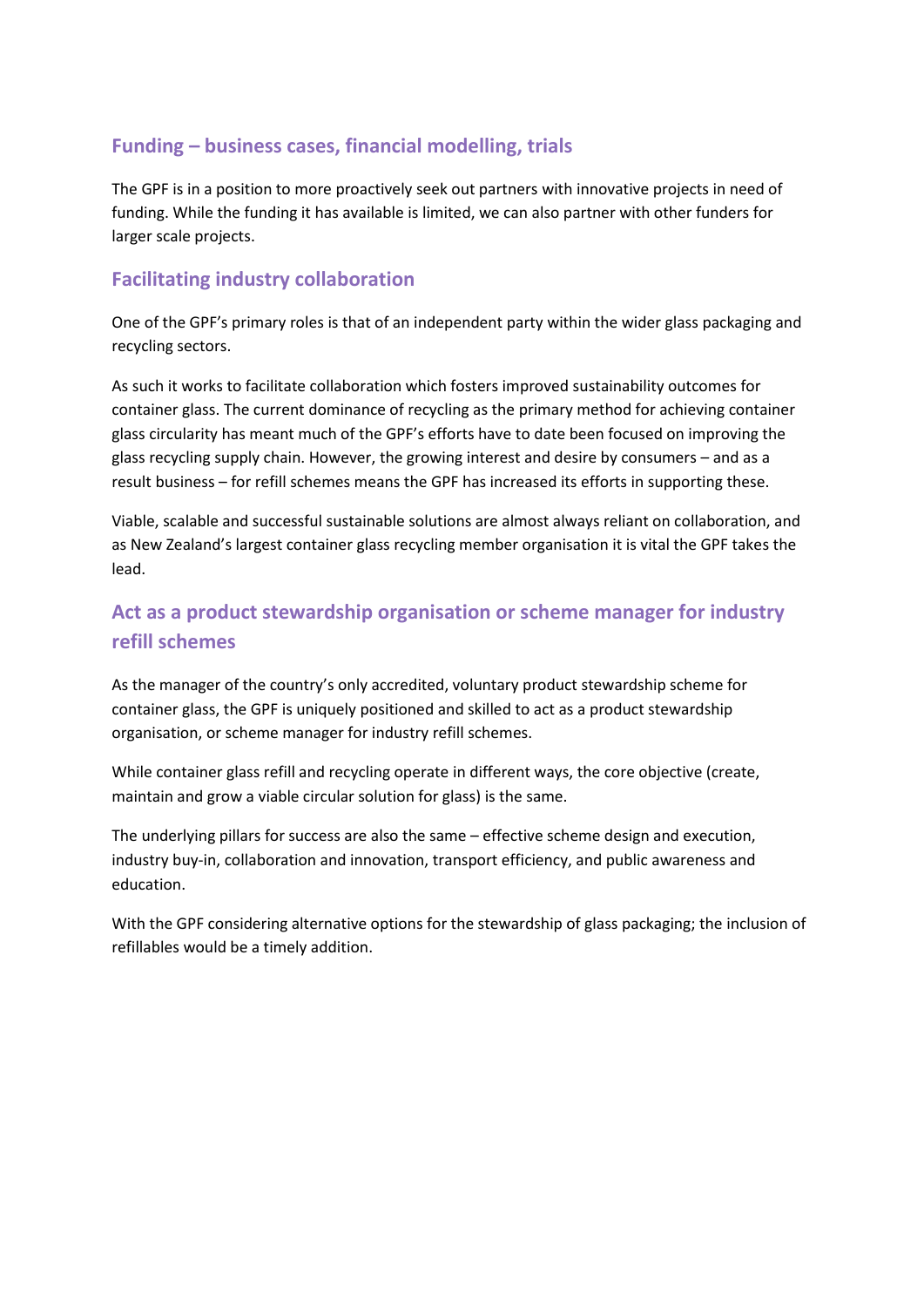## Funding – business cases, financial modelling, trials

The GPF is in a position to more proactively seek out partners with innovative projects in need of funding. While the funding it has available is limited, we can also partner with other funders for larger scale projects.

## Facilitating industry collaboration

One of the GPF's primary roles is that of an independent party within the wider glass packaging and recycling sectors.

As such it works to facilitate collaboration which fosters improved sustainability outcomes for container glass. The current dominance of recycling as the primary method for achieving container glass circularity has meant much of the GPF's efforts have to date been focused on improving the glass recycling supply chain. However, the growing interest and desire by consumers – and as a result business – for refill schemes means the GPF has increased its efforts in supporting these.

Viable, scalable and successful sustainable solutions are almost always reliant on collaboration, and as New Zealand's largest container glass recycling member organisation it is vital the GPF takes the lead.

## Act as a product stewardship organisation or scheme manager for industry refill schemes

As the manager of the country's only accredited, voluntary product stewardship scheme for container glass, the GPF is uniquely positioned and skilled to act as a product stewardship organisation, or scheme manager for industry refill schemes.

While container glass refill and recycling operate in different ways, the core objective (create, maintain and grow a viable circular solution for glass) is the same.

The underlying pillars for success are also the same – effective scheme design and execution, industry buy-in, collaboration and innovation, transport efficiency, and public awareness and education.

With the GPF considering alternative options for the stewardship of glass packaging; the inclusion of refillables would be a timely addition.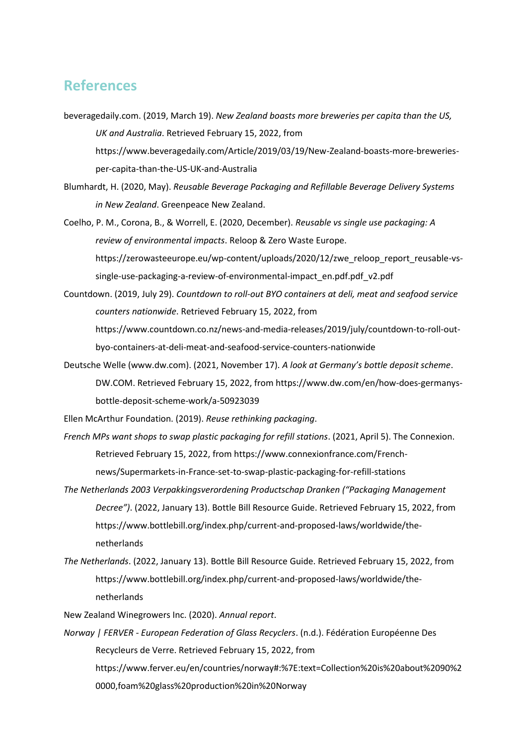## References

beveragedaily.com. (2019, March 19). *New Zealand boasts more breweries per capita than the US, UK and Australia*. Retrieved February 15, 2022, from https://www.beveragedaily.com/Article/2019/03/19/New-Zealand-boasts-more-breweries-per-capita-than-the-US-UK-and-Australia

Blumhardt, H. (2020, May). *Reusable Beverage Packaging and Refillable Beverage Delivery Systems in New Zealand*. Greenpeace New Zealand.

Coelho, P. M., Corona, B., & Worrell, E. (2020, December). *Reusable vs single use packaging: A review of environmental impacts*. Reloop & Zero Waste Europe. https://zerowasteeurope.eu/wp-content/uploads/2020/12/zwe_reloop_report_reusable-vs-single-use-packaging-a-review-of-environmental-impact_en.pdf.pdf_v2.pdf

Countdown. (2019, July 29). *Countdown to roll-out BYO containers at deli, meat and seafood service counters nationwide*. Retrieved February 15, 2022, from https://www.countdown.co.nz/news-and-media-releases/2019/july/countdown-to-roll-out-byo-containers-at-deli-meat-and-seafood-service-counters-nationwide

Deutsche Welle (www.dw.com). (2021, November 17). *A look at Germany's bottle deposit scheme*. DW.COM. Retrieved February 15, 2022, from https://www.dw.com/en/how-does-germanys-bottle-deposit-scheme-work/a-50923039

Ellen McArthur Foundation. (2019). *Reuse rethinking packaging*.

*French MPs want shops to swap plastic packaging for refill stations*. (2021, April 5). The Connexion. Retrieved February 15, 2022, from https://www.connexionfrance.com/French-news/Supermarkets-in-France-set-to-swap-plastic-packaging-for-refill-stations

*The Netherlands 2003 Verpakkingsverordening Productschap Dranken ("Packaging Management Decree")*. (2022, January 13). Bottle Bill Resource Guide. Retrieved February 15, 2022, from https://www.bottlebill.org/index.php/current-and-proposed-laws/worldwide/the-netherlands

*The Netherlands*. (2022, January 13). Bottle Bill Resource Guide. Retrieved February 15, 2022, from https://www.bottlebill.org/index.php/current-and-proposed-laws/worldwide/the-netherlands

New Zealand Winegrowers Inc. (2020). *Annual report*.

*Norway | FERVER - European Federation of Glass Recyclers*. (n.d.). Fédération Européenne Des Recycleurs de Verre. Retrieved February 15, 2022, from https://www.ferver.eu/en/countries/norway#:%7E:text=Collection%20is%20about%2090%20000,foam%20glass%20production%20in%20Norway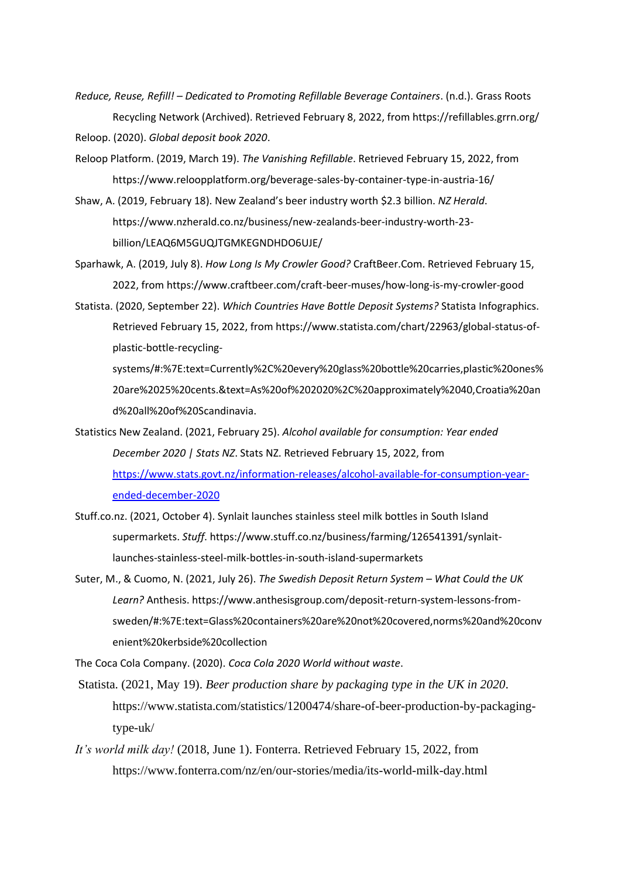*Reduce, Reuse, Refill! – Dedicated to Promoting Refillable Beverage Containers*. (n.d.). Grass Roots Recycling Network (Archived). Retrieved February 8, 2022, from https://refillables.grrn.org/

Reloop. (2020). *Global deposit book 2020*.

Reloop Platform. (2019, March 19). *The Vanishing Refillable*. Retrieved February 15, 2022, from https://www.reloopplatform.org/beverage-sales-by-container-type-in-austria-16/

Shaw, A. (2019, February 18). New Zealand's beer industry worth $2.3 billion. *NZ Herald*. https://www.nzherald.co.nz/business/new-zealands-beer-industry-worth-23-billion/LEAQ6M5GUQJTGMKEGNDHDO6UJE/

Sparhawk, A. (2019, July 8). *How Long Is My Crowler Good?* CraftBeer.Com. Retrieved February 15, 2022, from https://www.craftbeer.com/craft-beer-muses/how-long-is-my-crowler-good

Statista. (2020, September 22). *Which Countries Have Bottle Deposit Systems?* Statista Infographics. Retrieved February 15, 2022, from https://www.statista.com/chart/22963/global-status-of-plastic-bottle-recycling-systems/#:%7E:text=Currently%2C%20every%20glass%20bottle%20carries,plastic%20ones%20are%2025%20cents.&text=As%20of%202020%2C%20approximately%2040,Croatia%20and%20all%20of%20Scandinavia.

Statistics New Zealand. (2021, February 25). *Alcohol available for consumption: Year ended December 2020 | Stats NZ*. Stats NZ. Retrieved February 15, 2022, from https://www.stats.govt.nz/information-releases/alcohol-available-for-consumption-year-ended-december-2020

Stuff.co.nz. (2021, October 4). Synlait launches stainless steel milk bottles in South Island supermarkets. *Stuff*. https://www.stuff.co.nz/business/farming/126541391/synlait-launches-stainless-steel-milk-bottles-in-south-island-supermarkets

Suter, M., & Cuomo, N. (2021, July 26). *The Swedish Deposit Return System – What Could the UK Learn?* Anthesis. https://www.anthesisgroup.com/deposit-return-system-lessons-from-sweden/#:%7E:text=Glass%20containers%20are%20not%20covered,norms%20and%20convenient%20kerbside%20collection

The Coca Cola Company. (2020). *Coca Cola 2020 World without waste*.

Statista. (2021, May 19). *Beer production share by packaging type in the UK in 2020*. https://www.statista.com/statistics/1200474/share-of-beer-production-by-packaging-type-uk/

*It's world milk day!* (2018, June 1). Fonterra. Retrieved February 15, 2022, from https://www.fonterra.com/nz/en/our-stories/media/its-world-milk-day.html